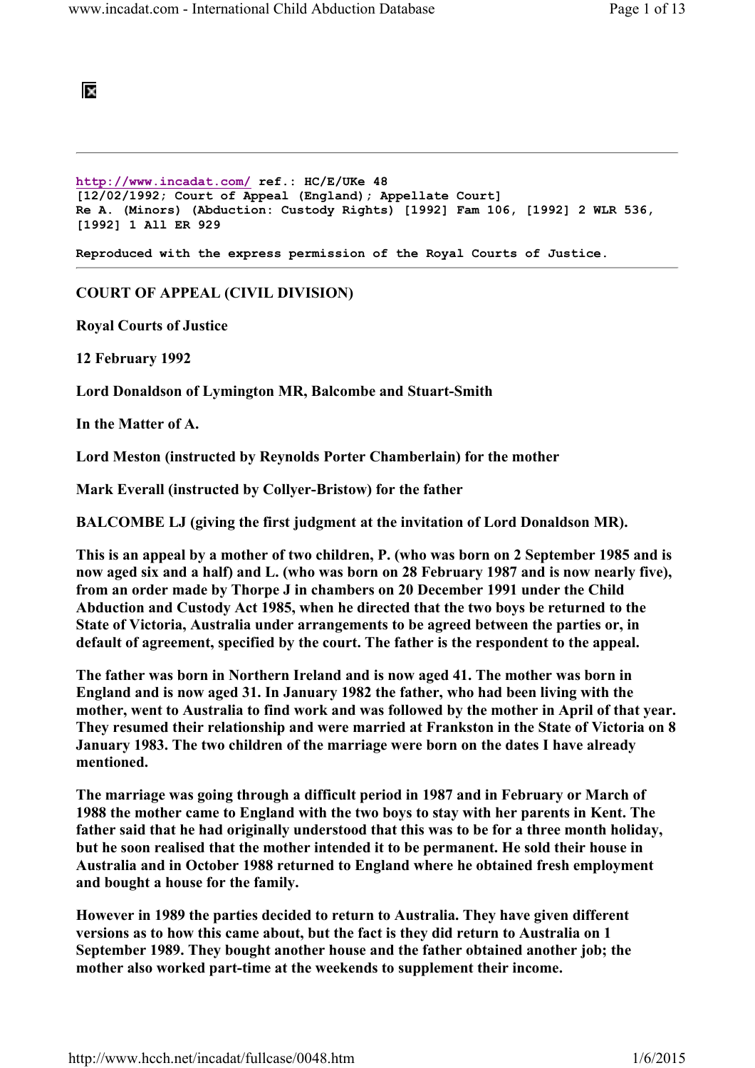http://www.incadat.com/ ref.: HC/E/UKe 48
[12/02/1992; Court of Appeal (England); Appellate Court]
Re A. (Minors) (Abduction: Custody Rights) [1992] Fam 106, [1992] 2 WLR 536, [1992] 1 All ER 929

Reproduced with the express permission of the Royal Courts of Justice.

---

**COURT OF APPEAL (CIVIL DIVISION)**

**Royal Courts of Justice**

**12 February 1992**

**Lord Donaldson of Lymington MR, Balcombe and Stuart-Smith**

**In the Matter of A.**

**Lord Meston (instructed by Reynolds Porter Chamberlain) for the mother**

**Mark Everall (instructed by Collyer-Bristow) for the father**

**BALCOMBE LJ (giving the first judgment at the invitation of Lord Donaldson MR).**

**This is an appeal by a mother of two children, P. (who was born on 2 September 1985 and is now aged six and a half) and L. (who was born on 28 February 1987 and is now nearly five), from an order made by Thorpe J in chambers on 20 December 1991 under the Child Abduction and Custody Act 1985, when he directed that the two boys be returned to the State of Victoria, Australia under arrangements to be agreed between the parties or, in default of agreement, specified by the court. The father is the respondent to the appeal.**

**The father was born in Northern Ireland and is now aged 41. The mother was born in England and is now aged 31. In January 1982 the father, who had been living with the mother, went to Australia to find work and was followed by the mother in April of that year. They resumed their relationship and were married at Frankston in the State of Victoria on 8 January 1983. The two children of the marriage were born on the dates I have already mentioned.**

**The marriage was going through a difficult period in 1987 and in February or March of 1988 the mother came to England with the two boys to stay with her parents in Kent. The father said that he had originally understood that this was to be for a three month holiday, but he soon realised that the mother intended it to be permanent. He sold their house in Australia and in October 1988 returned to England where he obtained fresh employment and bought a house for the family.**

**However in 1989 the parties decided to return to Australia. They have given different versions as to how this came about, but the fact is they did return to Australia on 1 September 1989. They bought another house and the father obtained another job; the mother also worked part-time at the weekends to supplement their income.**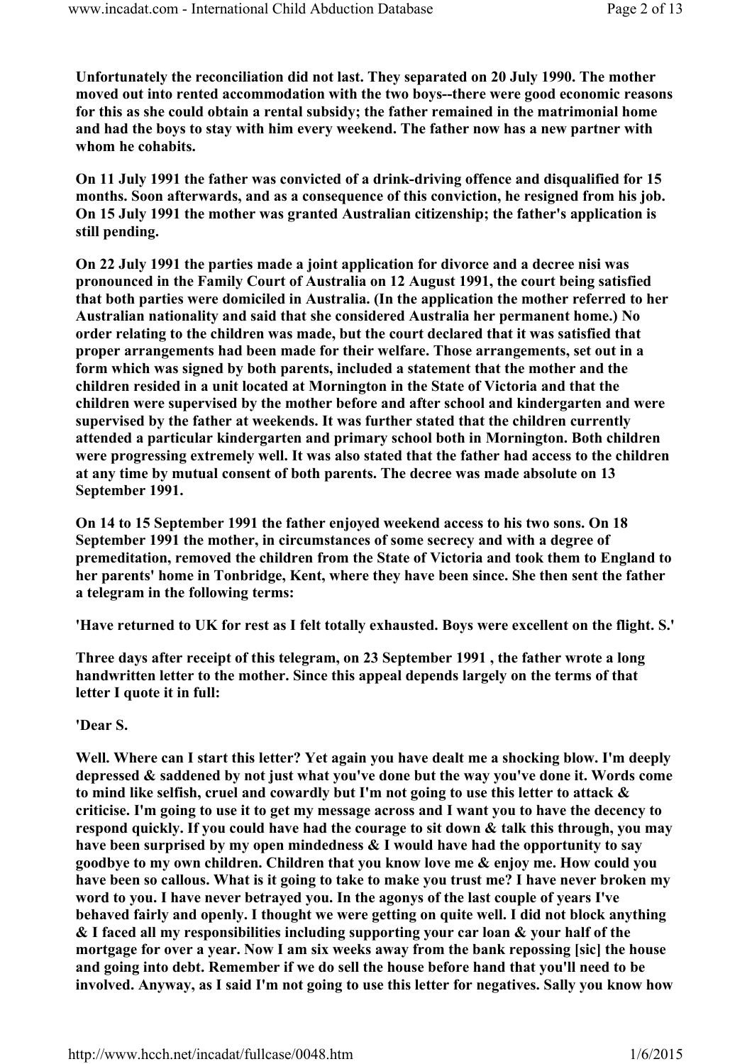**Unfortunately the reconciliation did not last. They separated on 20 July 1990. The mother moved out into rented accommodation with the two boys--there were good economic reasons for this as she could obtain a rental subsidy; the father remained in the matrimonial home and had the boys to stay with him every weekend. The father now has a new partner with whom he cohabits.**

**On 11 July 1991 the father was convicted of a drink-driving offence and disqualified for 15 months. Soon afterwards, and as a consequence of this conviction, he resigned from his job. On 15 July 1991 the mother was granted Australian citizenship; the father's application is still pending.**

**On 22 July 1991 the parties made a joint application for divorce and a decree nisi was pronounced in the Family Court of Australia on 12 August 1991, the court being satisfied that both parties were domiciled in Australia. (In the application the mother referred to her Australian nationality and said that she considered Australia her permanent home.) No order relating to the children was made, but the court declared that it was satisfied that proper arrangements had been made for their welfare. Those arrangements, set out in a form which was signed by both parents, included a statement that the mother and the children resided in a unit located at Mornington in the State of Victoria and that the children were supervised by the mother before and after school and kindergarten and were supervised by the father at weekends. It was further stated that the children currently attended a particular kindergarten and primary school both in Mornington. Both children were progressing extremely well. It was also stated that the father had access to the children at any time by mutual consent of both parents. The decree was made absolute on 13 September 1991.**

**On 14 to 15 September 1991 the father enjoyed weekend access to his two sons. On 18 September 1991 the mother, in circumstances of some secrecy and with a degree of premeditation, removed the children from the State of Victoria and took them to England to her parents' home in Tonbridge, Kent, where they have been since. She then sent the father a telegram in the following terms:**

**'Have returned to UK for rest as I felt totally exhausted. Boys were excellent on the flight. S.'**

**Three days after receipt of this telegram, on 23 September 1991 , the father wrote a long handwritten letter to the mother. Since this appeal depends largely on the terms of that letter I quote it in full:**

**'Dear S.**

**Well. Where can I start this letter? Yet again you have dealt me a shocking blow. I'm deeply depressed & saddened by not just what you've done but the way you've done it. Words come to mind like selfish, cruel and cowardly but I'm not going to use this letter to attack & criticise. I'm going to use it to get my message across and I want you to have the decency to respond quickly. If you could have had the courage to sit down & talk this through, you may have been surprised by my open mindedness & I would have had the opportunity to say goodbye to my own children. Children that you know love me & enjoy me. How could you have been so callous. What is it going to take to make you trust me? I have never broken my word to you. I have never betrayed you. In the agonys of the last couple of years I've behaved fairly and openly. I thought we were getting on quite well. I did not block anything & I faced all my responsibilities including supporting your car loan & your half of the mortgage for over a year. Now I am six weeks away from the bank repossing [sic] the house and going into debt. Remember if we do sell the house before hand that you'll need to be involved. Anyway, as I said I'm not going to use this letter for negatives. Sally you know how**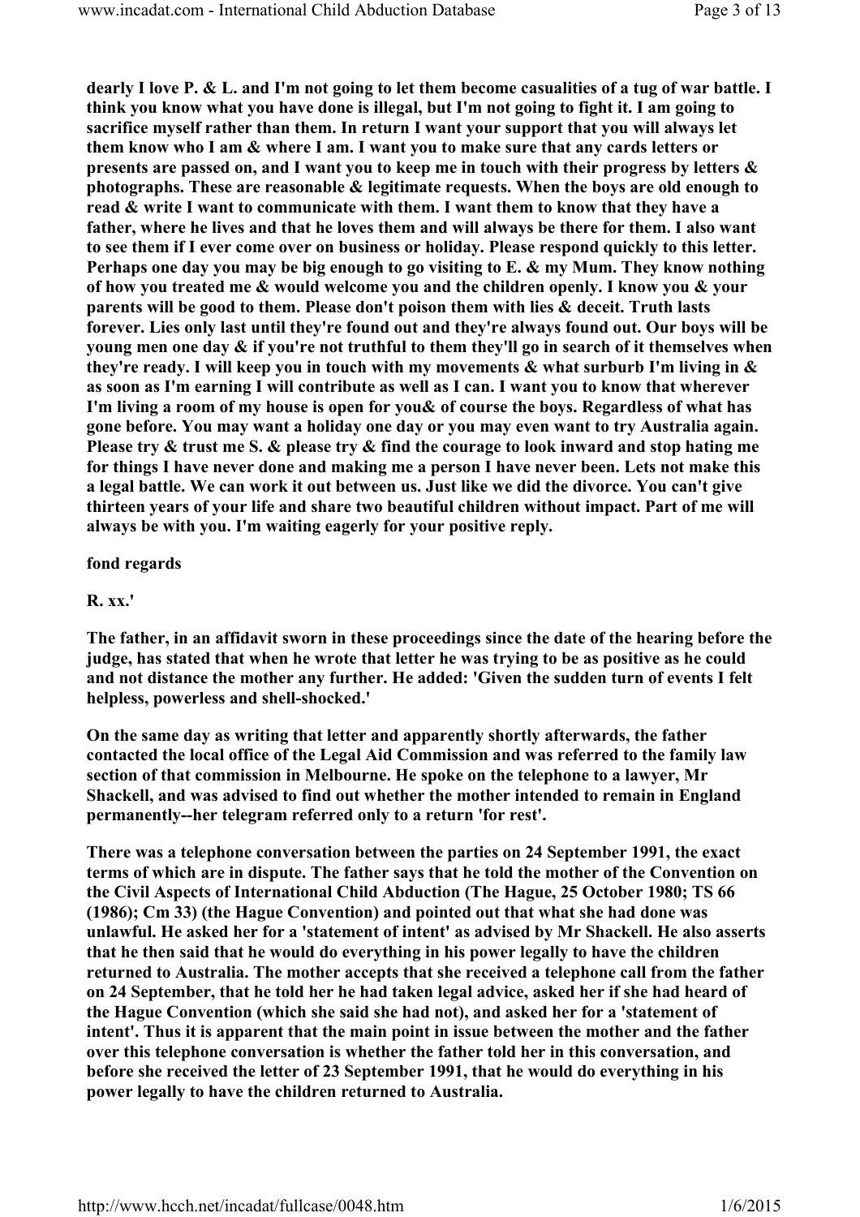**dearly I love P. & L. and I'm not going to let them become casualities of a tug of war battle. I think you know what you have done is illegal, but I'm not going to fight it. I am going to sacrifice myself rather than them. In return I want your support that you will always let them know who I am & where I am. I want you to make sure that any cards letters or presents are passed on, and I want you to keep me in touch with their progress by letters & photographs. These are reasonable & legitimate requests. When the boys are old enough to read & write I want to communicate with them. I want them to know that they have a father, where he lives and that he loves them and will always be there for them. I also want to see them if I ever come over on business or holiday. Please respond quickly to this letter. Perhaps one day you may be big enough to go visiting to E. & my Mum. They know nothing of how you treated me & would welcome you and the children openly. I know you & your parents will be good to them. Please don't poison them with lies & deceit. Truth lasts forever. Lies only last until they're found out and they're always found out. Our boys will be young men one day & if you're not truthful to them they'll go in search of it themselves when they're ready. I will keep you in touch with my movements & what surburb I'm living in & as soon as I'm earning I will contribute as well as I can. I want you to know that wherever I'm living a room of my house is open for you& of course the boys. Regardless of what has gone before. You may want a holiday one day or you may even want to try Australia again. Please try & trust me S. & please try & find the courage to look inward and stop hating me for things I have never done and making me a person I have never been. Lets not make this a legal battle. We can work it out between us. Just like we did the divorce. You can't give thirteen years of your life and share two beautiful children without impact. Part of me will always be with you. I'm waiting eagerly for your positive reply.**

**fond regards**

**R. xx.'**

**The father, in an affidavit sworn in these proceedings since the date of the hearing before the judge, has stated that when he wrote that letter he was trying to be as positive as he could and not distance the mother any further. He added: 'Given the sudden turn of events I felt helpless, powerless and shell-shocked.'**

**On the same day as writing that letter and apparently shortly afterwards, the father contacted the local office of the Legal Aid Commission and was referred to the family law section of that commission in Melbourne. He spoke on the telephone to a lawyer, Mr Shackell, and was advised to find out whether the mother intended to remain in England permanently--her telegram referred only to a return 'for rest'.**

**There was a telephone conversation between the parties on 24 September 1991, the exact terms of which are in dispute. The father says that he told the mother of the Convention on the Civil Aspects of International Child Abduction (The Hague, 25 October 1980; TS 66 (1986); Cm 33) (the Hague Convention) and pointed out that what she had done was unlawful. He asked her for a 'statement of intent' as advised by Mr Shackell. He also asserts that he then said that he would do everything in his power legally to have the children returned to Australia. The mother accepts that she received a telephone call from the father on 24 September, that he told her he had taken legal advice, asked her if she had heard of the Hague Convention (which she said she had not), and asked her for a 'statement of intent'. Thus it is apparent that the main point in issue between the mother and the father over this telephone conversation is whether the father told her in this conversation, and before she received the letter of 23 September 1991, that he would do everything in his power legally to have the children returned to Australia.**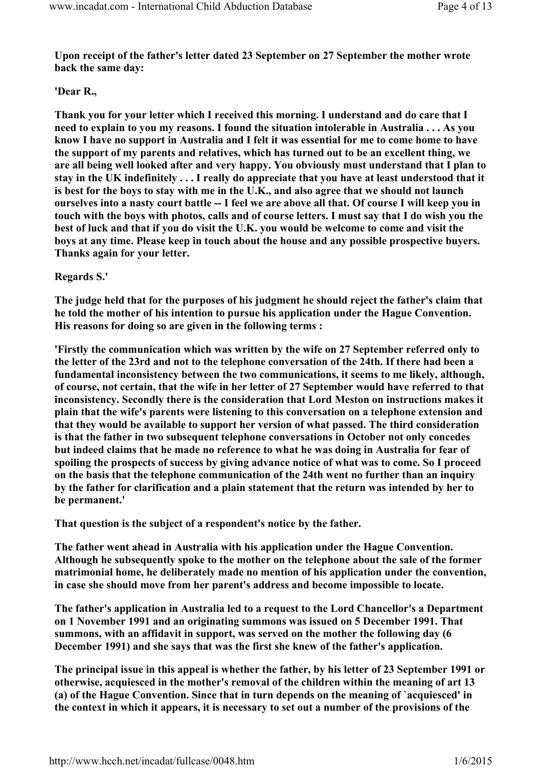**Upon receipt of the father's letter dated 23 September on 27 September the mother wrote back the same day:**

**'Dear R.,**

**Thank you for your letter which I received this morning. I understand and do care that I need to explain to you my reasons. I found the situation intolerable in Australia . . . As you know I have no support in Australia and I felt it was essential for me to come home to have the support of my parents and relatives, which has turned out to be an excellent thing, we are all being well looked after and very happy. You obviously must understand that I plan to stay in the UK indefinitely . . . I really do appreciate that you have at least understood that it is best for the boys to stay with me in the U.K., and also agree that we should not launch ourselves into a nasty court battle -- I feel we are above all that. Of course I will keep you in touch with the boys with photos, calls and of course letters. I must say that I do wish you the best of luck and that if you do visit the U.K. you would be welcome to come and visit the boys at any time. Please keep in touch about the house and any possible prospective buyers. Thanks again for your letter.**

**Regards S.'**

**The judge held that for the purposes of his judgment he should reject the father's claim that he told the mother of his intention to pursue his application under the Hague Convention. His reasons for doing so are given in the following terms :**

**'Firstly the communication which was written by the wife on 27 September referred only to the letter of the 23rd and not to the telephone conversation of the 24th. If there had been a fundamental inconsistency between the two communications, it seems to me likely, although, of course, not certain, that the wife in her letter of 27 September would have referred to that inconsistency. Secondly there is the consideration that Lord Meston on instructions makes it plain that the wife's parents were listening to this conversation on a telephone extension and that they would be available to support her version of what passed. The third consideration is that the father in two subsequent telephone conversations in October not only concedes but indeed claims that he made no reference to what he was doing in Australia for fear of spoiling the prospects of success by giving advance notice of what was to come. So I proceed on the basis that the telephone communication of the 24th went no further than an inquiry by the father for clarification and a plain statement that the return was intended by her to be permanent.'**

**That question is the subject of a respondent's notice by the father.**

**The father went ahead in Australia with his application under the Hague Convention. Although he subsequently spoke to the mother on the telephone about the sale of the former matrimonial home, he deliberately made no mention of his application under the convention, in case she should move from her parent's address and become impossible to locate.**

**The father's application in Australia led to a request to the Lord Chancellor's a Department on 1 November 1991 and an originating summons was issued on 5 December 1991. That summons, with an affidavit in support, was served on the mother the following day (6 December 1991) and she says that was the first she knew of the father's application.**

**The principal issue in this appeal is whether the father, by his letter of 23 September 1991 or otherwise, acquiesced in the mother's removal of the children within the meaning of art 13 (a) of the Hague Convention. Since that in turn depends on the meaning of `acquiesced' in the context in which it appears, it is necessary to set out a number of the provisions of the**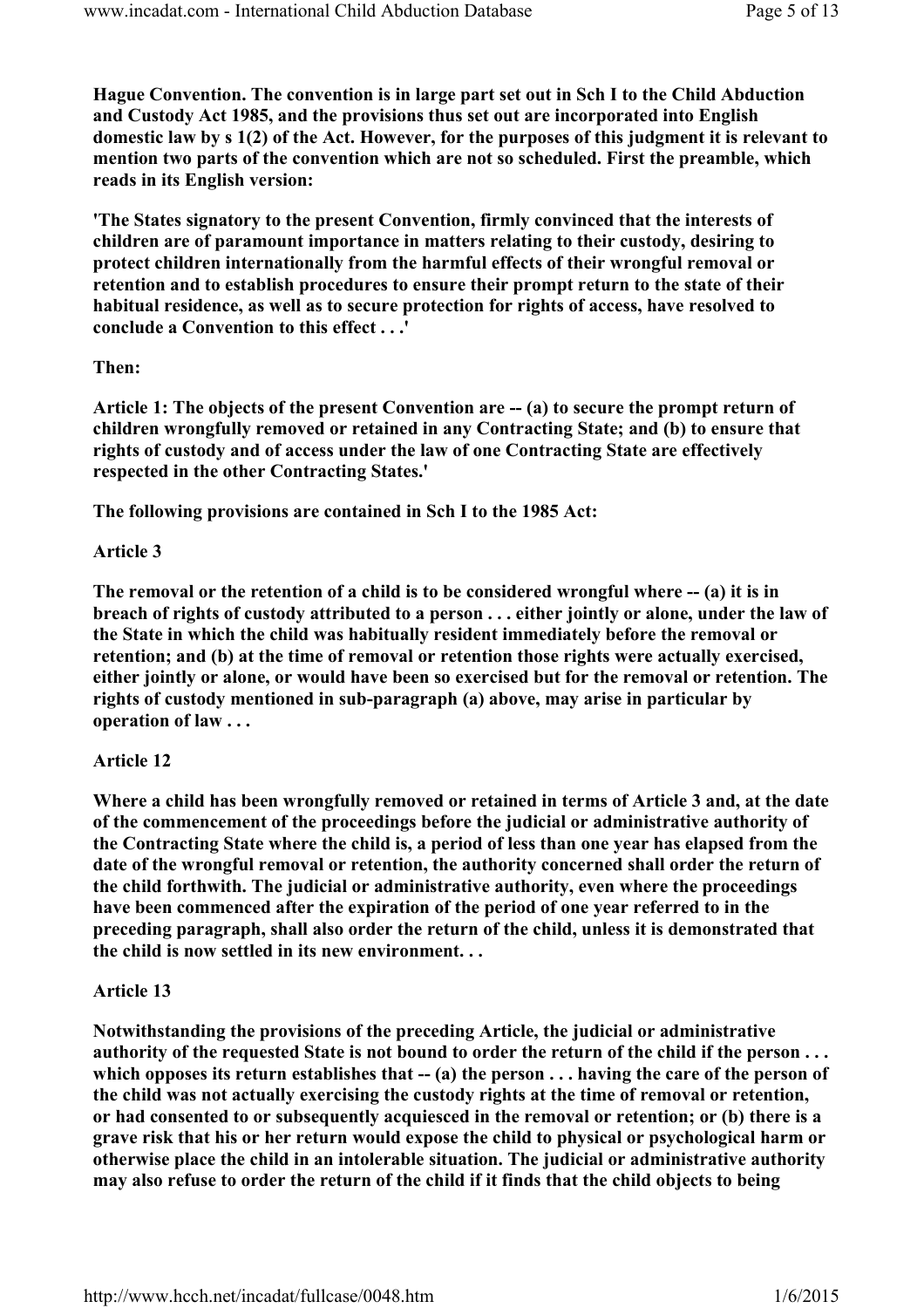**Hague Convention. The convention is in large part set out in Sch I to the Child Abduction and Custody Act 1985, and the provisions thus set out are incorporated into English domestic law by s 1(2) of the Act. However, for the purposes of this judgment it is relevant to mention two parts of the convention which are not so scheduled. First the preamble, which reads in its English version:**

**'The States signatory to the present Convention, firmly convinced that the interests of children are of paramount importance in matters relating to their custody, desiring to protect children internationally from the harmful effects of their wrongful removal or retention and to establish procedures to ensure their prompt return to the state of their habitual residence, as well as to secure protection for rights of access, have resolved to conclude a Convention to this effect . . .'**

**Then:**

**Article 1: The objects of the present Convention are -- (a) to secure the prompt return of children wrongfully removed or retained in any Contracting State; and (b) to ensure that rights of custody and of access under the law of one Contracting State are effectively respected in the other Contracting States.'**

**The following provisions are contained in Sch I to the 1985 Act:**

**Article 3**

**The removal or the retention of a child is to be considered wrongful where -- (a) it is in breach of rights of custody attributed to a person . . . either jointly or alone, under the law of the State in which the child was habitually resident immediately before the removal or retention; and (b) at the time of removal or retention those rights were actually exercised, either jointly or alone, or would have been so exercised but for the removal or retention. The rights of custody mentioned in sub-paragraph (a) above, may arise in particular by operation of law . . .**

**Article 12**

**Where a child has been wrongfully removed or retained in terms of Article 3 and, at the date of the commencement of the proceedings before the judicial or administrative authority of the Contracting State where the child is, a period of less than one year has elapsed from the date of the wrongful removal or retention, the authority concerned shall order the return of the child forthwith. The judicial or administrative authority, even where the proceedings have been commenced after the expiration of the period of one year referred to in the preceding paragraph, shall also order the return of the child, unless it is demonstrated that the child is now settled in its new environment. . .**

**Article 13**

**Notwithstanding the provisions of the preceding Article, the judicial or administrative authority of the requested State is not bound to order the return of the child if the person . . . which opposes its return establishes that -- (a) the person . . . having the care of the person of the child was not actually exercising the custody rights at the time of removal or retention, or had consented to or subsequently acquiesced in the removal or retention; or (b) there is a grave risk that his or her return would expose the child to physical or psychological harm or otherwise place the child in an intolerable situation. The judicial or administrative authority may also refuse to order the return of the child if it finds that the child objects to being**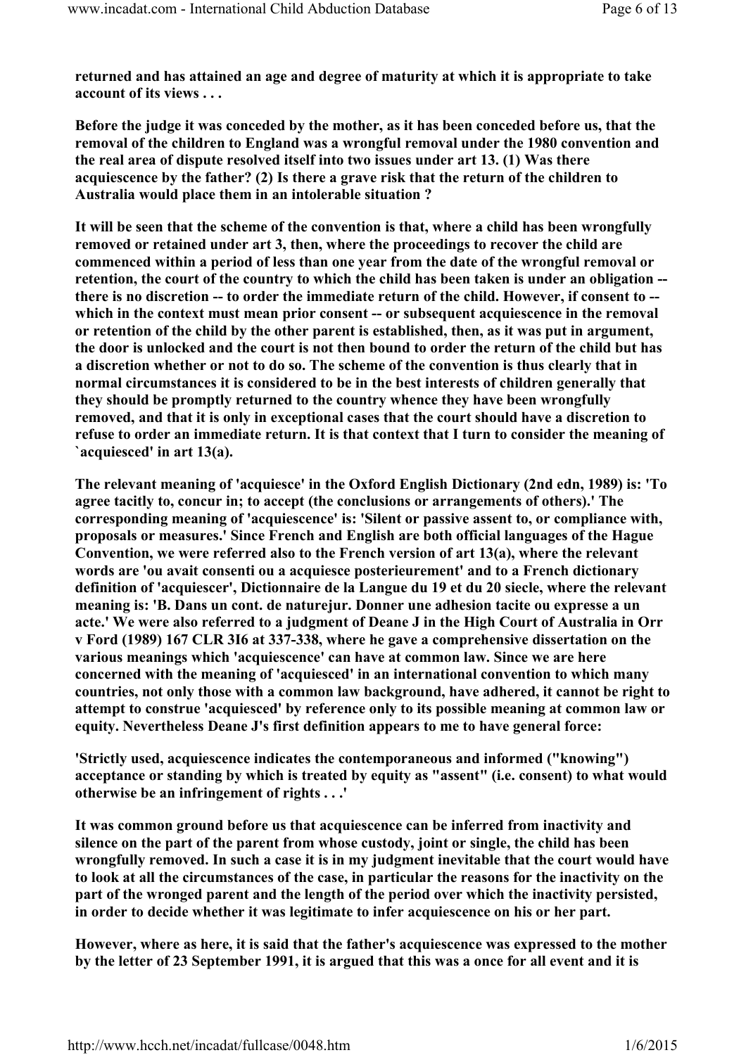**returned and has attained an age and degree of maturity at which it is appropriate to take account of its views . . .**

**Before the judge it was conceded by the mother, as it has been conceded before us, that the removal of the children to England was a wrongful removal under the 1980 convention and the real area of dispute resolved itself into two issues under art 13. (1) Was there acquiescence by the father? (2) Is there a grave risk that the return of the children to Australia would place them in an intolerable situation ?**

**It will be seen that the scheme of the convention is that, where a child has been wrongfully removed or retained under art 3, then, where the proceedings to recover the child are commenced within a period of less than one year from the date of the wrongful removal or retention, the court of the country to which the child has been taken is under an obligation -- there is no discretion -- to order the immediate return of the child. However, if consent to -- which in the context must mean prior consent -- or subsequent acquiescence in the removal or retention of the child by the other parent is established, then, as it was put in argument, the door is unlocked and the court is not then bound to order the return of the child but has a discretion whether or not to do so. The scheme of the convention is thus clearly that in normal circumstances it is considered to be in the best interests of children generally that they should be promptly returned to the country whence they have been wrongfully removed, and that it is only in exceptional cases that the court should have a discretion to refuse to order an immediate return. It is that context that I turn to consider the meaning of `acquiesced' in art 13(a).**

**The relevant meaning of 'acquiesce' in the Oxford English Dictionary (2nd edn, 1989) is: 'To agree tacitly to, concur in; to accept (the conclusions or arrangements of others).' The corresponding meaning of 'acquiescence' is: 'Silent or passive assent to, or compliance with, proposals or measures.' Since French and English are both official languages of the Hague Convention, we were referred also to the French version of art 13(a), where the relevant words are 'ou avait consenti ou a acquiesce posterieurement' and to a French dictionary definition of 'acquiescer', Dictionnaire de la Langue du 19 et du 20 siecle, where the relevant meaning is: 'B. Dans un cont. de naturejur. Donner une adhesion tacite ou expresse a un acte.' We were also referred to a judgment of Deane J in the High Court of Australia in Orr v Ford (1989) 167 CLR 3I6 at 337-338, where he gave a comprehensive dissertation on the various meanings which 'acquiescence' can have at common law. Since we are here concerned with the meaning of 'acquiesced' in an international convention to which many countries, not only those with a common law background, have adhered, it cannot be right to attempt to construe 'acquiesced' by reference only to its possible meaning at common law or equity. Nevertheless Deane J's first definition appears to me to have general force:**

**'Strictly used, acquiescence indicates the contemporaneous and informed ("knowing") acceptance or standing by which is treated by equity as "assent" (i.e. consent) to what would otherwise be an infringement of rights . . .'**

**It was common ground before us that acquiescence can be inferred from inactivity and silence on the part of the parent from whose custody, joint or single, the child has been wrongfully removed. In such a case it is in my judgment inevitable that the court would have to look at all the circumstances of the case, in particular the reasons for the inactivity on the part of the wronged parent and the length of the period over which the inactivity persisted, in order to decide whether it was legitimate to infer acquiescence on his or her part.**

**However, where as here, it is said that the father's acquiescence was expressed to the mother by the letter of 23 September 1991, it is argued that this was a once for all event and it is**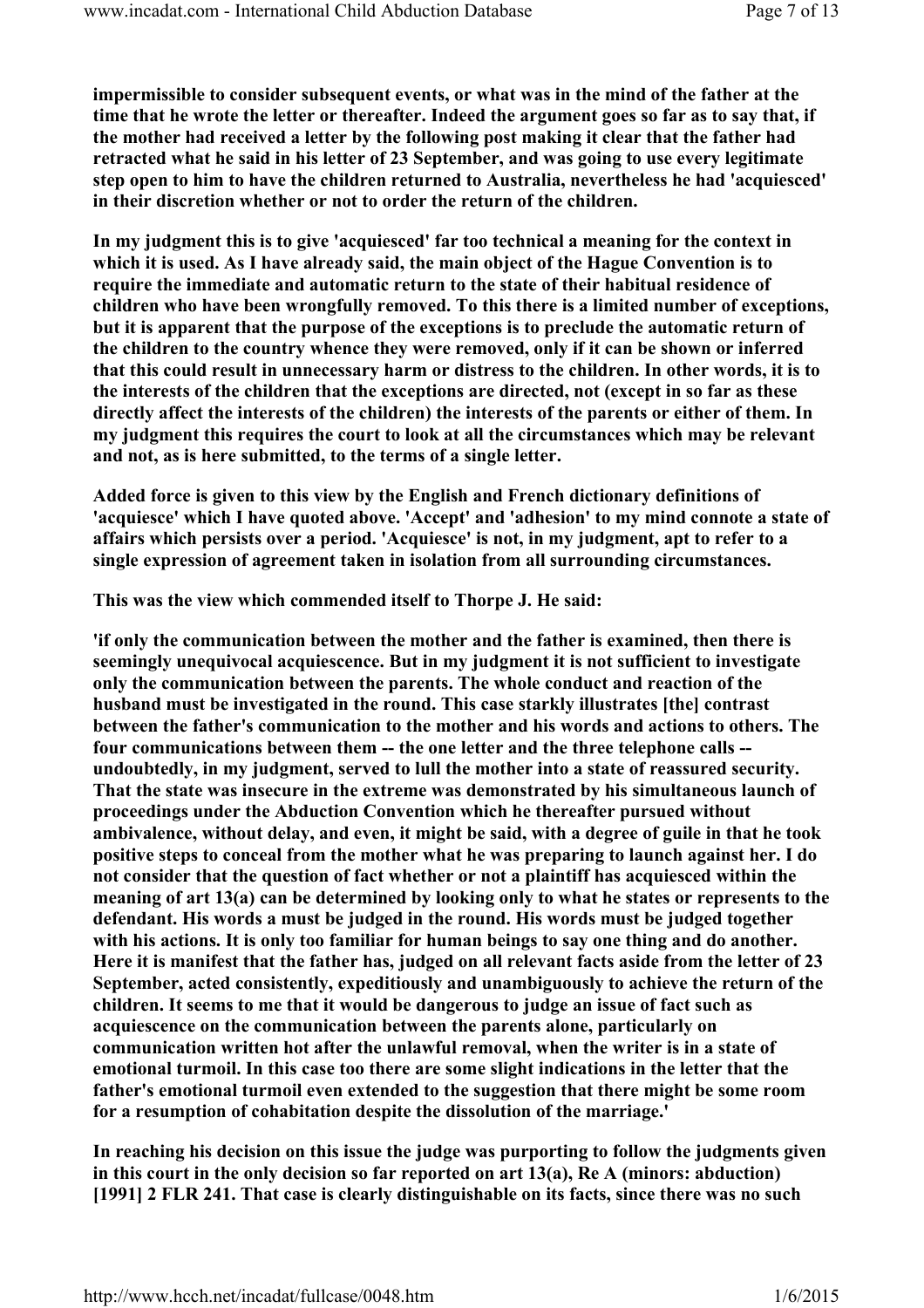**impermissible to consider subsequent events, or what was in the mind of the father at the time that he wrote the letter or thereafter. Indeed the argument goes so far as to say that, if the mother had received a letter by the following post making it clear that the father had retracted what he said in his letter of 23 September, and was going to use every legitimate step open to him to have the children returned to Australia, nevertheless he had 'acquiesced' in their discretion whether or not to order the return of the children.**

**In my judgment this is to give 'acquiesced' far too technical a meaning for the context in which it is used. As I have already said, the main object of the Hague Convention is to require the immediate and automatic return to the state of their habitual residence of children who have been wrongfully removed. To this there is a limited number of exceptions, but it is apparent that the purpose of the exceptions is to preclude the automatic return of the children to the country whence they were removed, only if it can be shown or inferred that this could result in unnecessary harm or distress to the children. In other words, it is to the interests of the children that the exceptions are directed, not (except in so far as these directly affect the interests of the children) the interests of the parents or either of them. In my judgment this requires the court to look at all the circumstances which may be relevant and not, as is here submitted, to the terms of a single letter.**

**Added force is given to this view by the English and French dictionary definitions of 'acquiesce' which I have quoted above. 'Accept' and 'adhesion' to my mind connote a state of affairs which persists over a period. 'Acquiesce' is not, in my judgment, apt to refer to a single expression of agreement taken in isolation from all surrounding circumstances.**

**This was the view which commended itself to Thorpe J. He said:**

**'if only the communication between the mother and the father is examined, then there is seemingly unequivocal acquiescence. But in my judgment it is not sufficient to investigate only the communication between the parents. The whole conduct and reaction of the husband must be investigated in the round. This case starkly illustrates [the] contrast between the father's communication to the mother and his words and actions to others. The four communications between them -- the one letter and the three telephone calls -- undoubtedly, in my judgment, served to lull the mother into a state of reassured security. That the state was insecure in the extreme was demonstrated by his simultaneous launch of proceedings under the Abduction Convention which he thereafter pursued without ambivalence, without delay, and even, it might be said, with a degree of guile in that he took positive steps to conceal from the mother what he was preparing to launch against her. I do not consider that the question of fact whether or not a plaintiff has acquiesced within the meaning of art 13(a) can be determined by looking only to what he states or represents to the defendant. His words a must be judged in the round. His words must be judged together with his actions. It is only too familiar for human beings to say one thing and do another. Here it is manifest that the father has, judged on all relevant facts aside from the letter of 23 September, acted consistently, expeditiously and unambiguously to achieve the return of the children. It seems to me that it would be dangerous to judge an issue of fact such as acquiescence on the communication between the parents alone, particularly on communication written hot after the unlawful removal, when the writer is in a state of emotional turmoil. In this case too there are some slight indications in the letter that the father's emotional turmoil even extended to the suggestion that there might be some room for a resumption of cohabitation despite the dissolution of the marriage.'**

**In reaching his decision on this issue the judge was purporting to follow the judgments given in this court in the only decision so far reported on art 13(a), Re A (minors: abduction) [1991] 2 FLR 241. That case is clearly distinguishable on its facts, since there was no such**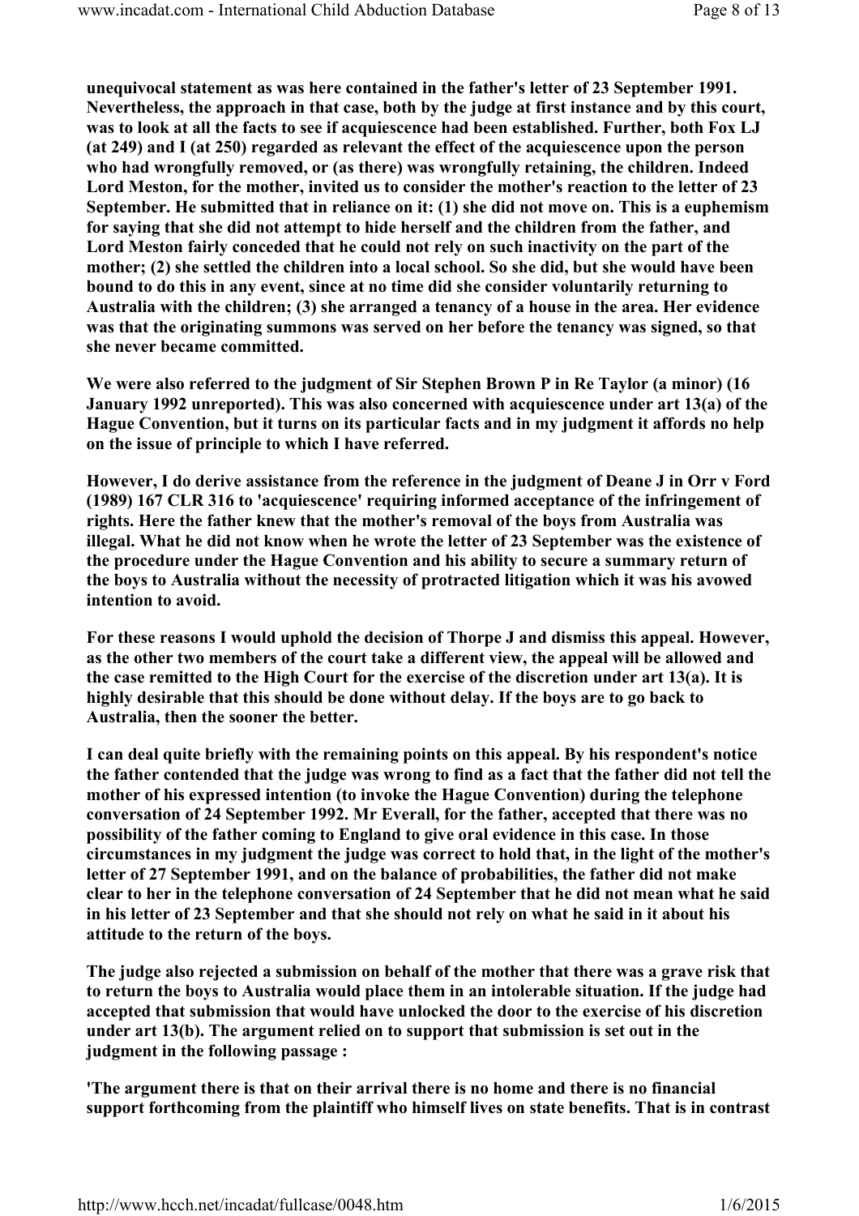**unequivocal statement as was here contained in the father's letter of 23 September 1991. Nevertheless, the approach in that case, both by the judge at first instance and by this court, was to look at all the facts to see if acquiescence had been established. Further, both Fox LJ (at 249) and I (at 250) regarded as relevant the effect of the acquiescence upon the person who had wrongfully removed, or (as there) was wrongfully retaining, the children. Indeed Lord Meston, for the mother, invited us to consider the mother's reaction to the letter of 23 September. He submitted that in reliance on it: (1) she did not move on. This is a euphemism for saying that she did not attempt to hide herself and the children from the father, and Lord Meston fairly conceded that he could not rely on such inactivity on the part of the mother; (2) she settled the children into a local school. So she did, but she would have been bound to do this in any event, since at no time did she consider voluntarily returning to Australia with the children; (3) she arranged a tenancy of a house in the area. Her evidence was that the originating summons was served on her before the tenancy was signed, so that she never became committed.**

**We were also referred to the judgment of Sir Stephen Brown P in Re Taylor (a minor) (16 January 1992 unreported). This was also concerned with acquiescence under art 13(a) of the Hague Convention, but it turns on its particular facts and in my judgment it affords no help on the issue of principle to which I have referred.**

**However, I do derive assistance from the reference in the judgment of Deane J in Orr v Ford (1989) 167 CLR 316 to 'acquiescence' requiring informed acceptance of the infringement of rights. Here the father knew that the mother's removal of the boys from Australia was illegal. What he did not know when he wrote the letter of 23 September was the existence of the procedure under the Hague Convention and his ability to secure a summary return of the boys to Australia without the necessity of protracted litigation which it was his avowed intention to avoid.**

**For these reasons I would uphold the decision of Thorpe J and dismiss this appeal. However, as the other two members of the court take a different view, the appeal will be allowed and the case remitted to the High Court for the exercise of the discretion under art 13(a). It is highly desirable that this should be done without delay. If the boys are to go back to Australia, then the sooner the better.**

**I can deal quite briefly with the remaining points on this appeal. By his respondent's notice the father contended that the judge was wrong to find as a fact that the father did not tell the mother of his expressed intention (to invoke the Hague Convention) during the telephone conversation of 24 September 1992. Mr Everall, for the father, accepted that there was no possibility of the father coming to England to give oral evidence in this case. In those circumstances in my judgment the judge was correct to hold that, in the light of the mother's letter of 27 September 1991, and on the balance of probabilities, the father did not make clear to her in the telephone conversation of 24 September that he did not mean what he said in his letter of 23 September and that she should not rely on what he said in it about his attitude to the return of the boys.**

**The judge also rejected a submission on behalf of the mother that there was a grave risk that to return the boys to Australia would place them in an intolerable situation. If the judge had accepted that submission that would have unlocked the door to the exercise of his discretion under art 13(b). The argument relied on to support that submission is set out in the judgment in the following passage :**

**'The argument there is that on their arrival there is no home and there is no financial support forthcoming from the plaintiff who himself lives on state benefits. That is in contrast**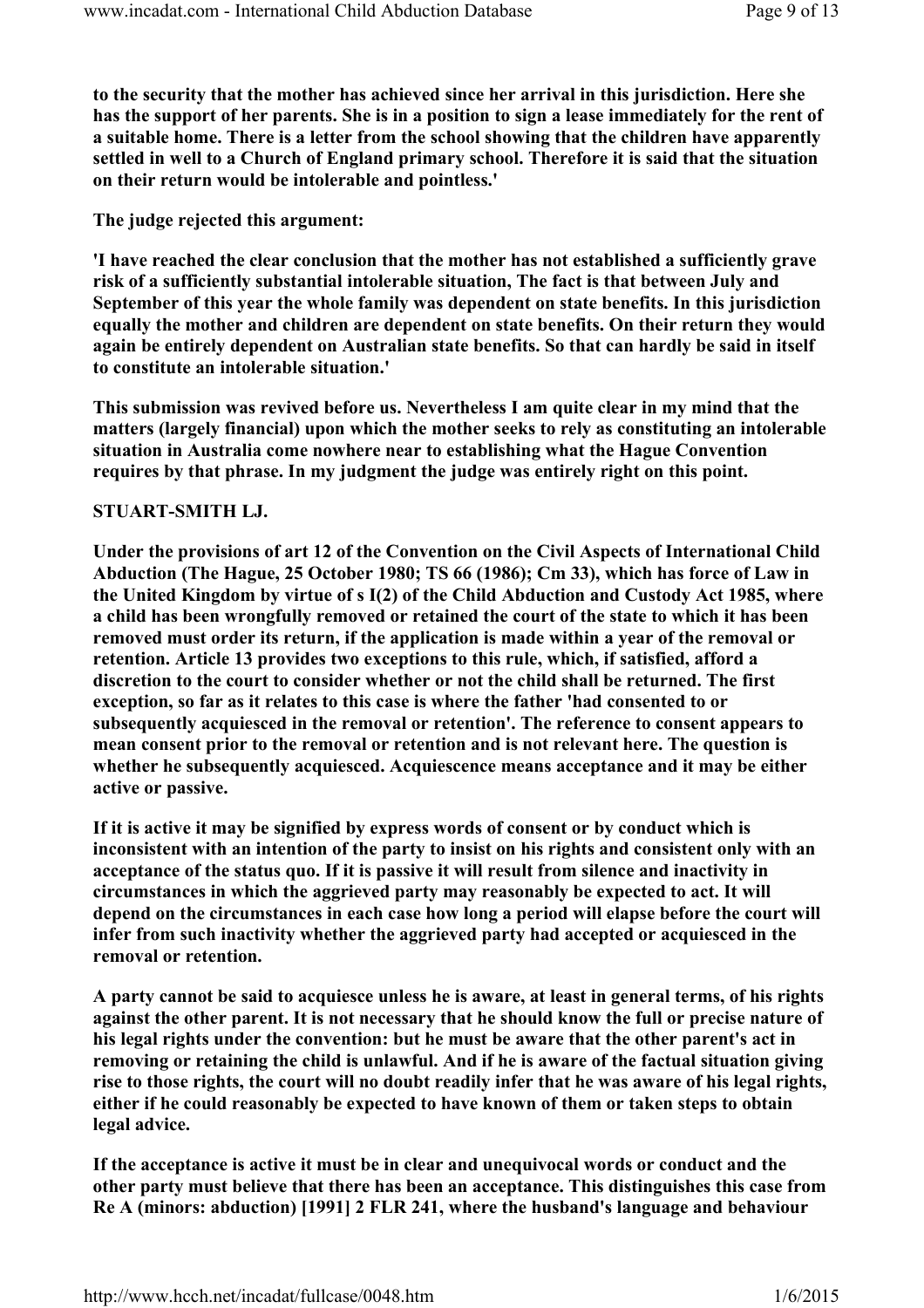to the security that the mother has achieved since her arrival in this jurisdiction. Here she has the support of her parents. She is in a position to sign a lease immediately for the rent of a suitable home. There is a letter from the school showing that the children have apparently settled in well to a Church of England primary school. Therefore it is said that the situation on their return would be intolerable and pointless.'

The judge rejected this argument:

'I have reached the clear conclusion that the mother has not established a sufficiently grave risk of a sufficiently substantial intolerable situation, The fact is that between July and September of this year the whole family was dependent on state benefits. In this jurisdiction equally the mother and children are dependent on state benefits. On their return they would again be entirely dependent on Australian state benefits. So that can hardly be said in itself to constitute an intolerable situation.'

This submission was revived before us. Nevertheless I am quite clear in my mind that the matters (largely financial) upon which the mother seeks to rely as constituting an intolerable situation in Australia come nowhere near to establishing what the Hague Convention requires by that phrase. In my judgment the judge was entirely right on this point.

**STUART-SMITH LJ.**

Under the provisions of art 12 of the Convention on the Civil Aspects of International Child Abduction (The Hague, 25 October 1980; TS 66 (1986); Cm 33), which has force of Law in the United Kingdom by virtue of s I(2) of the Child Abduction and Custody Act 1985, where a child has been wrongfully removed or retained the court of the state to which it has been removed must order its return, if the application is made within a year of the removal or retention. Article 13 provides two exceptions to this rule, which, if satisfied, afford a discretion to the court to consider whether or not the child shall be returned. The first exception, so far as it relates to this case is where the father 'had consented to or subsequently acquiesced in the removal or retention'. The reference to consent appears to mean consent prior to the removal or retention and is not relevant here. The question is whether he subsequently acquiesced. Acquiescence means acceptance and it may be either active or passive.

If it is active it may be signified by express words of consent or by conduct which is inconsistent with an intention of the party to insist on his rights and consistent only with an acceptance of the status quo. If it is passive it will result from silence and inactivity in circumstances in which the aggrieved party may reasonably be expected to act. It will depend on the circumstances in each case how long a period will elapse before the court will infer from such inactivity whether the aggrieved party had accepted or acquiesced in the removal or retention.

A party cannot be said to acquiesce unless he is aware, at least in general terms, of his rights against the other parent. It is not necessary that he should know the full or precise nature of his legal rights under the convention: but he must be aware that the other parent's act in removing or retaining the child is unlawful. And if he is aware of the factual situation giving rise to those rights, the court will no doubt readily infer that he was aware of his legal rights, either if he could reasonably be expected to have known of them or taken steps to obtain legal advice.

If the acceptance is active it must be in clear and unequivocal words or conduct and the other party must believe that there has been an acceptance. This distinguishes this case from Re A (minors: abduction) [1991] 2 FLR 241, where the husband's language and behaviour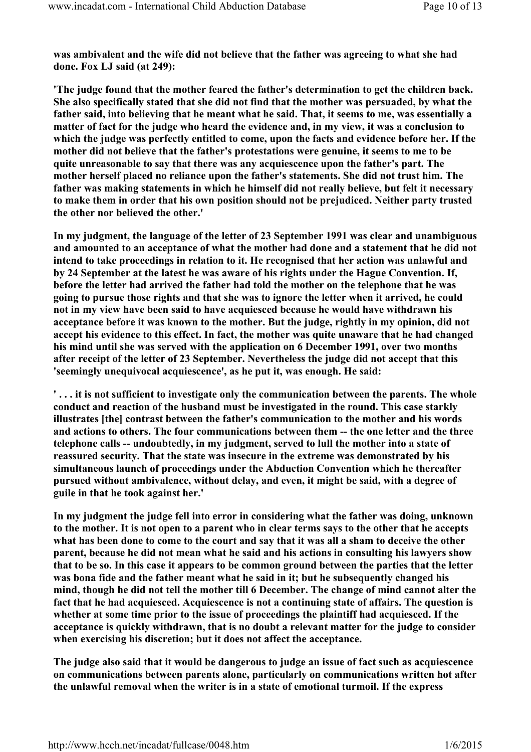**was ambivalent and the wife did not believe that the father was agreeing to what she had done. Fox LJ said (at 249):**

**'The judge found that the mother feared the father's determination to get the children back. She also specifically stated that she did not find that the mother was persuaded, by what the father said, into believing that he meant what he said. That, it seems to me, was essentially a matter of fact for the judge who heard the evidence and, in my view, it was a conclusion to which the judge was perfectly entitled to come, upon the facts and evidence before her. If the mother did not believe that the father's protestations were genuine, it seems to me to be quite unreasonable to say that there was any acquiescence upon the father's part. The mother herself placed no reliance upon the father's statements. She did not trust him. The father was making statements in which he himself did not really believe, but felt it necessary to make them in order that his own position should not be prejudiced. Neither party trusted the other nor believed the other.'**

**In my judgment, the language of the letter of 23 September 1991 was clear and unambiguous and amounted to an acceptance of what the mother had done and a statement that he did not intend to take proceedings in relation to it. He recognised that her action was unlawful and by 24 September at the latest he was aware of his rights under the Hague Convention. If, before the letter had arrived the father had told the mother on the telephone that he was going to pursue those rights and that she was to ignore the letter when it arrived, he could not in my view have been said to have acquiesced because he would have withdrawn his acceptance before it was known to the mother. But the judge, rightly in my opinion, did not accept his evidence to this effect. In fact, the mother was quite unaware that he had changed his mind until she was served with the application on 6 December 1991, over two months after receipt of the letter of 23 September. Nevertheless the judge did not accept that this 'seemingly unequivocal acquiescence', as he put it, was enough. He said:**

**' . . . it is not sufficient to investigate only the communication between the parents. The whole conduct and reaction of the husband must be investigated in the round. This case starkly illustrates [the] contrast between the father's communication to the mother and his words and actions to others. The four communications between them -- the one letter and the three telephone calls -- undoubtedly, in my judgment, served to lull the mother into a state of reassured security. That the state was insecure in the extreme was demonstrated by his simultaneous launch of proceedings under the Abduction Convention which he thereafter pursued without ambivalence, without delay, and even, it might be said, with a degree of guile in that he took against her.'**

**In my judgment the judge fell into error in considering what the father was doing, unknown to the mother. It is not open to a parent who in clear terms says to the other that he accepts what has been done to come to the court and say that it was all a sham to deceive the other parent, because he did not mean what he said and his actions in consulting his lawyers show that to be so. In this case it appears to be common ground between the parties that the letter was bona fide and the father meant what he said in it; but he subsequently changed his mind, though he did not tell the mother till 6 December. The change of mind cannot alter the fact that he had acquiesced. Acquiescence is not a continuing state of affairs. The question is whether at some time prior to the issue of proceedings the plaintiff had acquiesced. If the acceptance is quickly withdrawn, that is no doubt a relevant matter for the judge to consider when exercising his discretion; but it does not affect the acceptance.**

**The judge also said that it would be dangerous to judge an issue of fact such as acquiescence on communications between parents alone, particularly on communications written hot after the unlawful removal when the writer is in a state of emotional turmoil. If the express**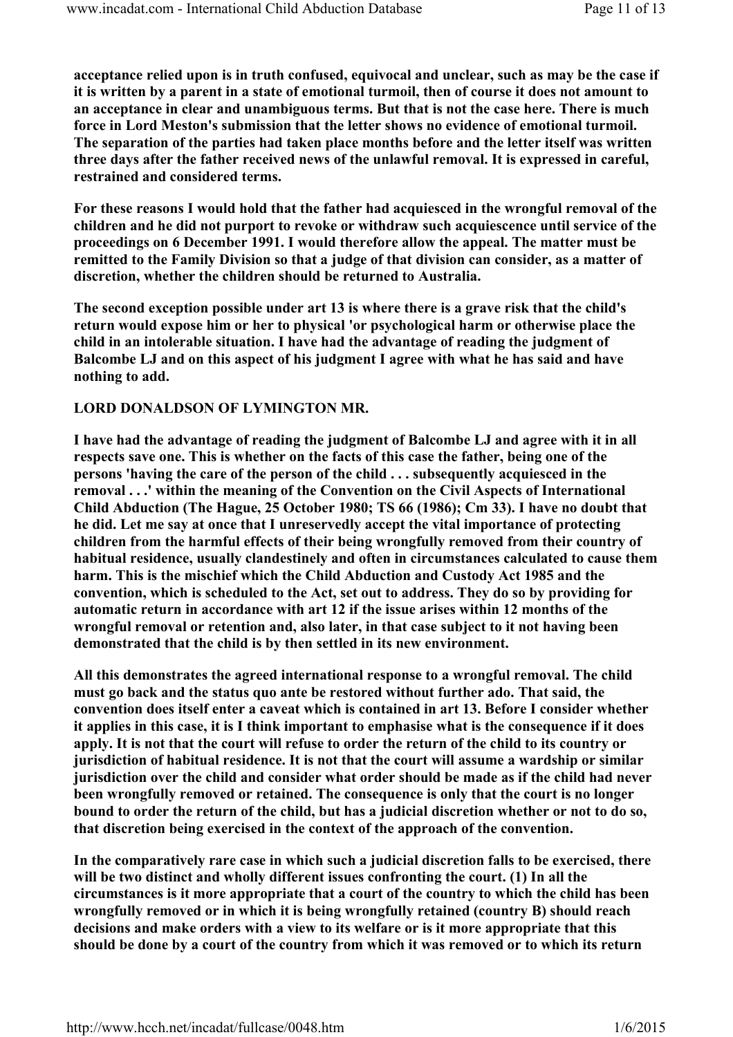acceptance relied upon is in truth confused, equivocal and unclear, such as may be the case if it is written by a parent in a state of emotional turmoil, then of course it does not amount to an acceptance in clear and unambiguous terms. But that is not the case here. There is much force in Lord Meston's submission that the letter shows no evidence of emotional turmoil. The separation of the parties had taken place months before and the letter itself was written three days after the father received news of the unlawful removal. It is expressed in careful, restrained and considered terms.

For these reasons I would hold that the father had acquiesced in the wrongful removal of the children and he did not purport to revoke or withdraw such acquiescence until service of the proceedings on 6 December 1991. I would therefore allow the appeal. The matter must be remitted to the Family Division so that a judge of that division can consider, as a matter of discretion, whether the children should be returned to Australia.

The second exception possible under art 13 is where there is a grave risk that the child's return would expose him or her to physical 'or psychological harm or otherwise place the child in an intolerable situation. I have had the advantage of reading the judgment of Balcombe LJ and on this aspect of his judgment I agree with what he has said and have nothing to add.

**LORD DONALDSON OF LYMINGTON MR.**

I have had the advantage of reading the judgment of Balcombe LJ and agree with it in all respects save one. This is whether on the facts of this case the father, being one of the persons 'having the care of the person of the child . . . subsequently acquiesced in the removal . . .' within the meaning of the Convention on the Civil Aspects of International Child Abduction (The Hague, 25 October 1980; TS 66 (1986); Cm 33). I have no doubt that he did. Let me say at once that I unreservedly accept the vital importance of protecting children from the harmful effects of their being wrongfully removed from their country of habitual residence, usually clandestinely and often in circumstances calculated to cause them harm. This is the mischief which the Child Abduction and Custody Act 1985 and the convention, which is scheduled to the Act, set out to address. They do so by providing for automatic return in accordance with art 12 if the issue arises within 12 months of the wrongful removal or retention and, also later, in that case subject to it not having been demonstrated that the child is by then settled in its new environment.

All this demonstrates the agreed international response to a wrongful removal. The child must go back and the status quo ante be restored without further ado. That said, the convention does itself enter a caveat which is contained in art 13. Before I consider whether it applies in this case, it is I think important to emphasise what is the consequence if it does apply. It is not that the court will refuse to order the return of the child to its country or jurisdiction of habitual residence. It is not that the court will assume a wardship or similar jurisdiction over the child and consider what order should be made as if the child had never been wrongfully removed or retained. The consequence is only that the court is no longer bound to order the return of the child, but has a judicial discretion whether or not to do so, that discretion being exercised in the context of the approach of the convention.

In the comparatively rare case in which such a judicial discretion falls to be exercised, there will be two distinct and wholly different issues confronting the court. (1) In all the circumstances is it more appropriate that a court of the country to which the child has been wrongfully removed or in which it is being wrongfully retained (country B) should reach decisions and make orders with a view to its welfare or is it more appropriate that this should be done by a court of the country from which it was removed or to which its return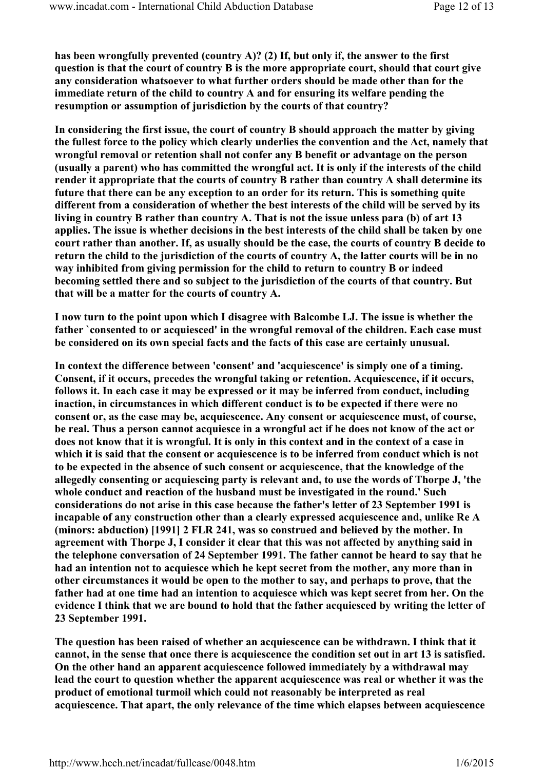**has been wrongfully prevented (country A)? (2) If, but only if, the answer to the first question is that the court of country B is the more appropriate court, should that court give any consideration whatsoever to what further orders should be made other than for the immediate return of the child to country A and for ensuring its welfare pending the resumption or assumption of jurisdiction by the courts of that country?**

**In considering the first issue, the court of country B should approach the matter by giving the fullest force to the policy which clearly underlies the convention and the Act, namely that wrongful removal or retention shall not confer any B benefit or advantage on the person (usually a parent) who has committed the wrongful act. It is only if the interests of the child render it appropriate that the courts of country B rather than country A shall determine its future that there can be any exception to an order for its return. This is something quite different from a consideration of whether the best interests of the child will be served by its living in country B rather than country A. That is not the issue unless para (b) of art 13 applies. The issue is whether decisions in the best interests of the child shall be taken by one court rather than another. If, as usually should be the case, the courts of country B decide to return the child to the jurisdiction of the courts of country A, the latter courts will be in no way inhibited from giving permission for the child to return to country B or indeed becoming settled there and so subject to the jurisdiction of the courts of that country. But that will be a matter for the courts of country A.**

**I now turn to the point upon which I disagree with Balcombe LJ. The issue is whether the father `consented to or acquiesced' in the wrongful removal of the children. Each case must be considered on its own special facts and the facts of this case are certainly unusual.**

**In context the difference between 'consent' and 'acquiescence' is simply one of a timing. Consent, if it occurs, precedes the wrongful taking or retention. Acquiescence, if it occurs, follows it. In each case it may be expressed or it may be inferred from conduct, including inaction, in circumstances in which different conduct is to be expected if there were no consent or, as the case may be, acquiescence. Any consent or acquiescence must, of course, be real. Thus a person cannot acquiesce in a wrongful act if he does not know of the act or does not know that it is wrongful. It is only in this context and in the context of a case in which it is said that the consent or acquiescence is to be inferred from conduct which is not to be expected in the absence of such consent or acquiescence, that the knowledge of the allegedly consenting or acquiescing party is relevant and, to use the words of Thorpe J, 'the whole conduct and reaction of the husband must be investigated in the round.' Such considerations do not arise in this case because the father's letter of 23 September 1991 is incapable of any construction other than a clearly expressed acquiescence and, unlike Re A (minors: abduction) [1991] 2 FLR 241, was so construed and believed by the mother. In agreement with Thorpe J, I consider it clear that this was not affected by anything said in the telephone conversation of 24 September 1991. The father cannot be heard to say that he had an intention not to acquiesce which he kept secret from the mother, any more than in other circumstances it would be open to the mother to say, and perhaps to prove, that the father had at one time had an intention to acquiesce which was kept secret from her. On the evidence I think that we are bound to hold that the father acquiesced by writing the letter of 23 September 1991.**

**The question has been raised of whether an acquiescence can be withdrawn. I think that it cannot, in the sense that once there is acquiescence the condition set out in art 13 is satisfied. On the other hand an apparent acquiescence followed immediately by a withdrawal may lead the court to question whether the apparent acquiescence was real or whether it was the product of emotional turmoil which could not reasonably be interpreted as real acquiescence. That apart, the only relevance of the time which elapses between acquiescence**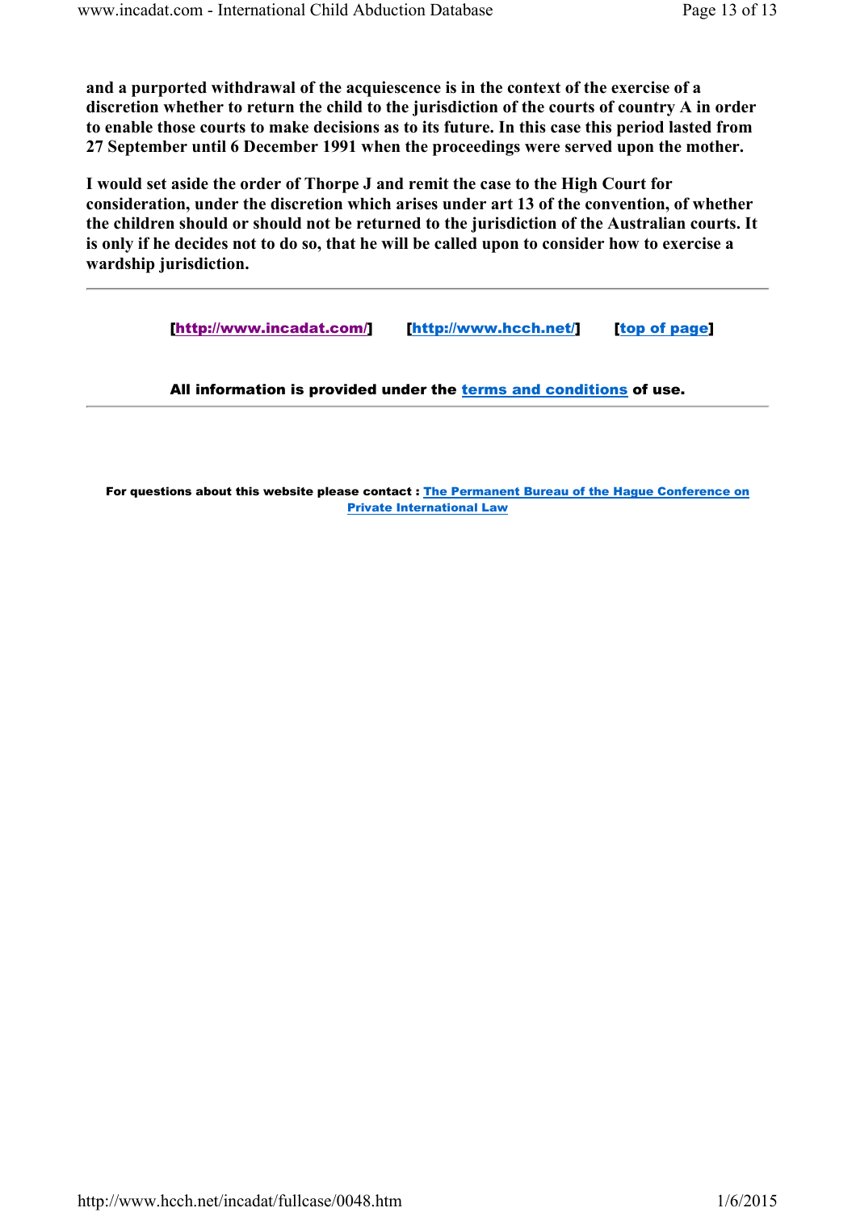**and a purported withdrawal of the acquiescence is in the context of the exercise of a discretion whether to return the child to the jurisdiction of the courts of country A in order to enable those courts to make decisions as to its future. In this case this period lasted from 27 September until 6 December 1991 when the proceedings were served upon the mother.**

**I would set aside the order of Thorpe J and remit the case to the High Court for consideration, under the discretion which arises under art 13 of the convention, of whether the children should or should not be returned to the jurisdiction of the Australian courts. It is only if he decides not to do so, that he will be called upon to consider how to exercise a wardship jurisdiction.**

---

**[http://www.incadat.com/]** **[http://www.hcch.net/]** **[top of page]**

**All information is provided under the terms and conditions of use.**

---

**For questions about this website please contact : The Permanent Bureau of the Hague Conference on Private International Law**